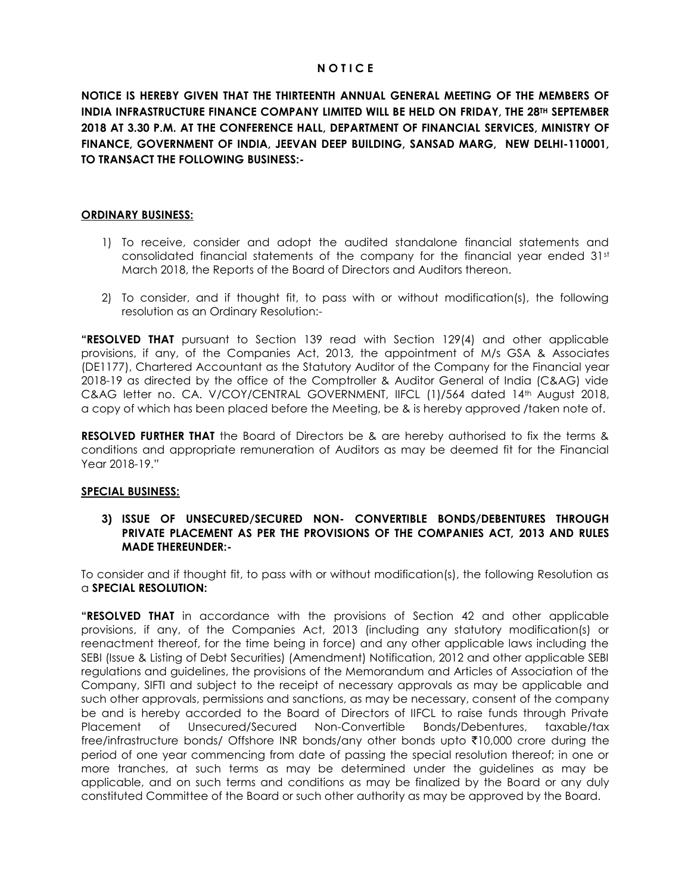# N O T I C E

**NOTICE IS HEREBY GIVEN THAT THE THIRTEENTH ANNUAL GENERAL MEETING OF THE MEMBERS OF INDIA INFRASTRUCTURE FINANCE COMPANY LIMITED WILL BE HELD ON FRIDAY, THE 28TH SEPTEMBER 2018 AT 3.30 P.M. AT THE CONFERENCE HALL, DEPARTMENT OF FINANCIAL SERVICES, MINISTRY OF FINANCE, GOVERNMENT OF INDIA, JEEVAN DEEP BUILDING, SANSAD MARG, NEW DELHI-110001, TO TRANSACT THE FOLLOWING BUSINESS:-**

## ORDINARY BUSINESS:

1) To receive, consider and adopt the audited standalone financial statements and consolidated financial statements of the company for the financial year ended 31st March 2018, the Reports of the Board of Directors and Auditors thereon.

2) To consider, and if thought fit, to pass with or without modification(s), the following resolution as an Ordinary Resolution:-

**"RESOLVED THAT** pursuant to Section 139 read with Section 129(4) and other applicable provisions, if any, of the Companies Act, 2013, the appointment of M/s GSA & Associates (DE1177), Chartered Accountant as the Statutory Auditor of the Company for the Financial year 2018-19 as directed by the office of the Comptroller & Auditor General of India (C&AG) vide C&AG letter no. CA. V/COY/CENTRAL GOVERNMENT, IIFCL (1)/564 dated 14th August 2018, a copy of which has been placed before the Meeting, be & is hereby approved /taken note of.

**RESOLVED FURTHER THAT** the Board of Directors be & are hereby authorised to fix the terms & conditions and appropriate remuneration of Auditors as may be deemed fit for the Financial Year 2018-19."

## SPECIAL BUSINESS:

**3) ISSUE OF UNSECURED/SECURED NON- CONVERTIBLE BONDS/DEBENTURES THROUGH PRIVATE PLACEMENT AS PER THE PROVISIONS OF THE COMPANIES ACT, 2013 AND RULES MADE THEREUNDER:-**

To consider and if thought fit, to pass with or without modification(s), the following Resolution as a **SPECIAL RESOLUTION:**

**"RESOLVED THAT** in accordance with the provisions of Section 42 and other applicable provisions, if any, of the Companies Act, 2013 (including any statutory modification(s) or reenactment thereof, for the time being in force) and any other applicable laws including the SEBI (Issue & Listing of Debt Securities) (Amendment) Notification, 2012 and other applicable SEBI regulations and guidelines, the provisions of the Memorandum and Articles of Association of the Company, SIFTI and subject to the receipt of necessary approvals as may be applicable and such other approvals, permissions and sanctions, as may be necessary, consent of the company be and is hereby accorded to the Board of Directors of IIFCL to raise funds through Private Placement of Unsecured/Secured Non-Convertible Bonds/Debentures, taxable/tax free/infrastructure bonds/ Offshore INR bonds/any other bonds upto ₹10,000 crore during the period of one year commencing from date of passing the special resolution thereof; in one or more tranches, at such terms as may be determined under the guidelines as may be applicable, and on such terms and conditions as may be finalized by the Board or any duly constituted Committee of the Board or such other authority as may be approved by the Board.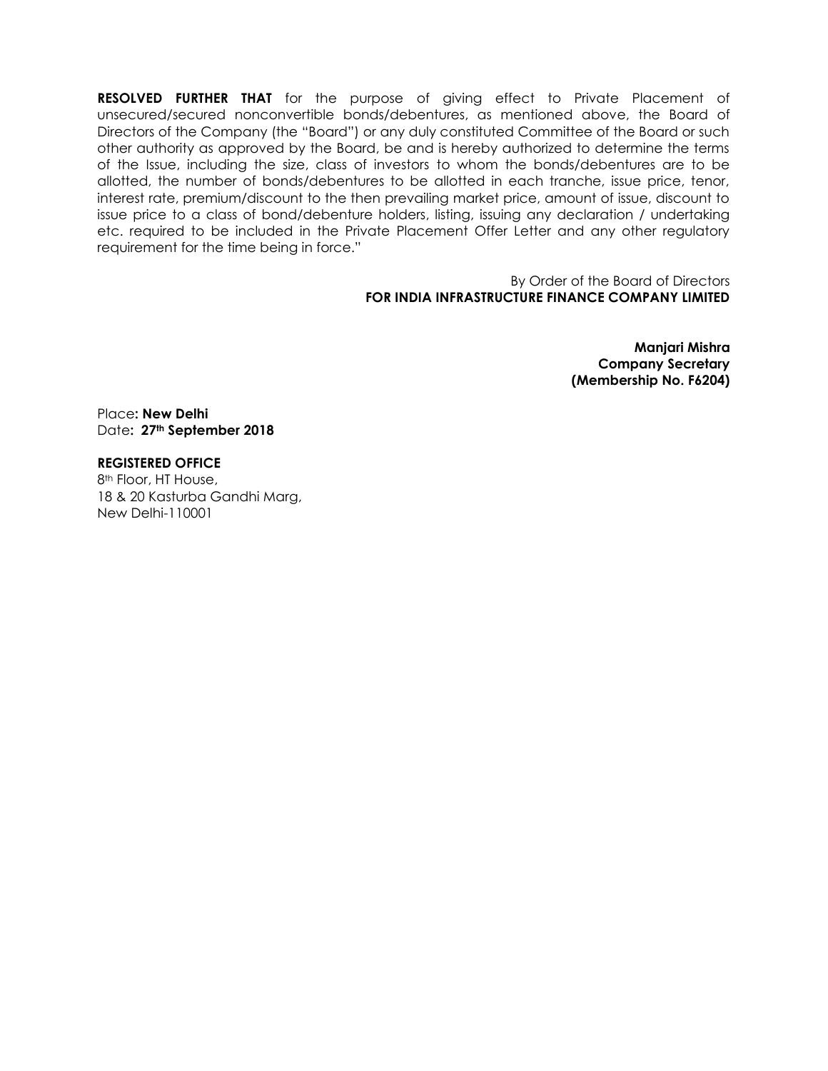**RESOLVED FURTHER THAT** for the purpose of giving effect to Private Placement of unsecured/secured nonconvertible bonds/debentures, as mentioned above, the Board of Directors of the Company (the "Board") or any duly constituted Committee of the Board or such other authority as approved by the Board, be and is hereby authorized to determine the terms of the Issue, including the size, class of investors to whom the bonds/debentures are to be allotted, the number of bonds/debentures to be allotted in each tranche, issue price, tenor, interest rate, premium/discount to the then prevailing market price, amount of issue, discount to issue price to a class of bond/debenture holders, listing, issuing any declaration / undertaking etc. required to be included in the Private Placement Offer Letter and any other regulatory requirement for the time being in force."

By Order of the Board of Directors
**FOR INDIA INFRASTRUCTURE FINANCE COMPANY LIMITED**

**Manjari Mishra**
**Company Secretary**
**(Membership No. F6204)**

Place**: New Delhi**
Date**: 27th September 2018**

**REGISTERED OFFICE**
8th Floor, HT House,
18 & 20 Kasturba Gandhi Marg,
New Delhi-110001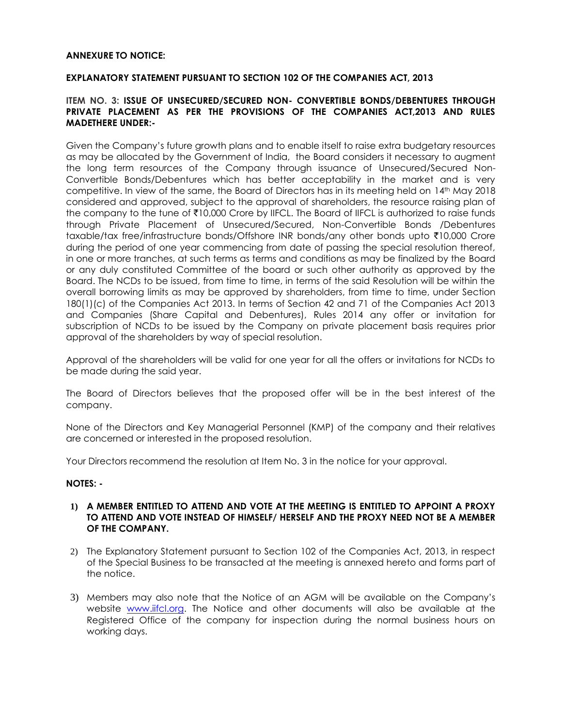**ANNEXURE TO NOTICE:**

**EXPLANATORY STATEMENT PURSUANT TO SECTION 102 OF THE COMPANIES ACT, 2013**

**ITEM NO. 3: ISSUE OF UNSECURED/SECURED NON- CONVERTIBLE BONDS/DEBENTURES THROUGH PRIVATE PLACEMENT AS PER THE PROVISIONS OF THE COMPANIES ACT,2013 AND RULES MADETHERE UNDER:-**

Given the Company's future growth plans and to enable itself to raise extra budgetary resources as may be allocated by the Government of India, the Board considers it necessary to augment the long term resources of the Company through issuance of Unsecured/Secured Non-Convertible Bonds/Debentures which has better acceptability in the market and is very competitive. In view of the same, the Board of Directors has in its meeting held on 14th May 2018 considered and approved, subject to the approval of shareholders, the resource raising plan of the company to the tune of ₹10,000 Crore by IIFCL. The Board of IIFCL is authorized to raise funds through Private Placement of Unsecured/Secured, Non-Convertible Bonds /Debentures taxable/tax free/infrastructure bonds/Offshore INR bonds/any other bonds upto ₹10,000 Crore during the period of one year commencing from date of passing the special resolution thereof, in one or more tranches, at such terms as terms and conditions as may be finalized by the Board or any duly constituted Committee of the board or such other authority as approved by the Board. The NCDs to be issued, from time to time, in terms of the said Resolution will be within the overall borrowing limits as may be approved by shareholders, from time to time, under Section 180(1)(c) of the Companies Act 2013. In terms of Section 42 and 71 of the Companies Act 2013 and Companies (Share Capital and Debentures), Rules 2014 any offer or invitation for subscription of NCDs to be issued by the Company on private placement basis requires prior approval of the shareholders by way of special resolution.

Approval of the shareholders will be valid for one year for all the offers or invitations for NCDs to be made during the said year.

The Board of Directors believes that the proposed offer will be in the best interest of the company.

None of the Directors and Key Managerial Personnel (KMP) of the company and their relatives are concerned or interested in the proposed resolution.

Your Directors recommend the resolution at Item No. 3 in the notice for your approval.

**NOTES: -**

1) **A MEMBER ENTITLED TO ATTEND AND VOTE AT THE MEETING IS ENTITLED TO APPOINT A PROXY TO ATTEND AND VOTE INSTEAD OF HIMSELF/ HERSELF AND THE PROXY NEED NOT BE A MEMBER OF THE COMPANY.**

2) The Explanatory Statement pursuant to Section 102 of the Companies Act, 2013, in respect of the Special Business to be transacted at the meeting is annexed hereto and forms part of the notice.

3) Members may also note that the Notice of an AGM will be available on the Company's website www.iifcl.org. The Notice and other documents will also be available at the Registered Office of the company for inspection during the normal business hours on working days.